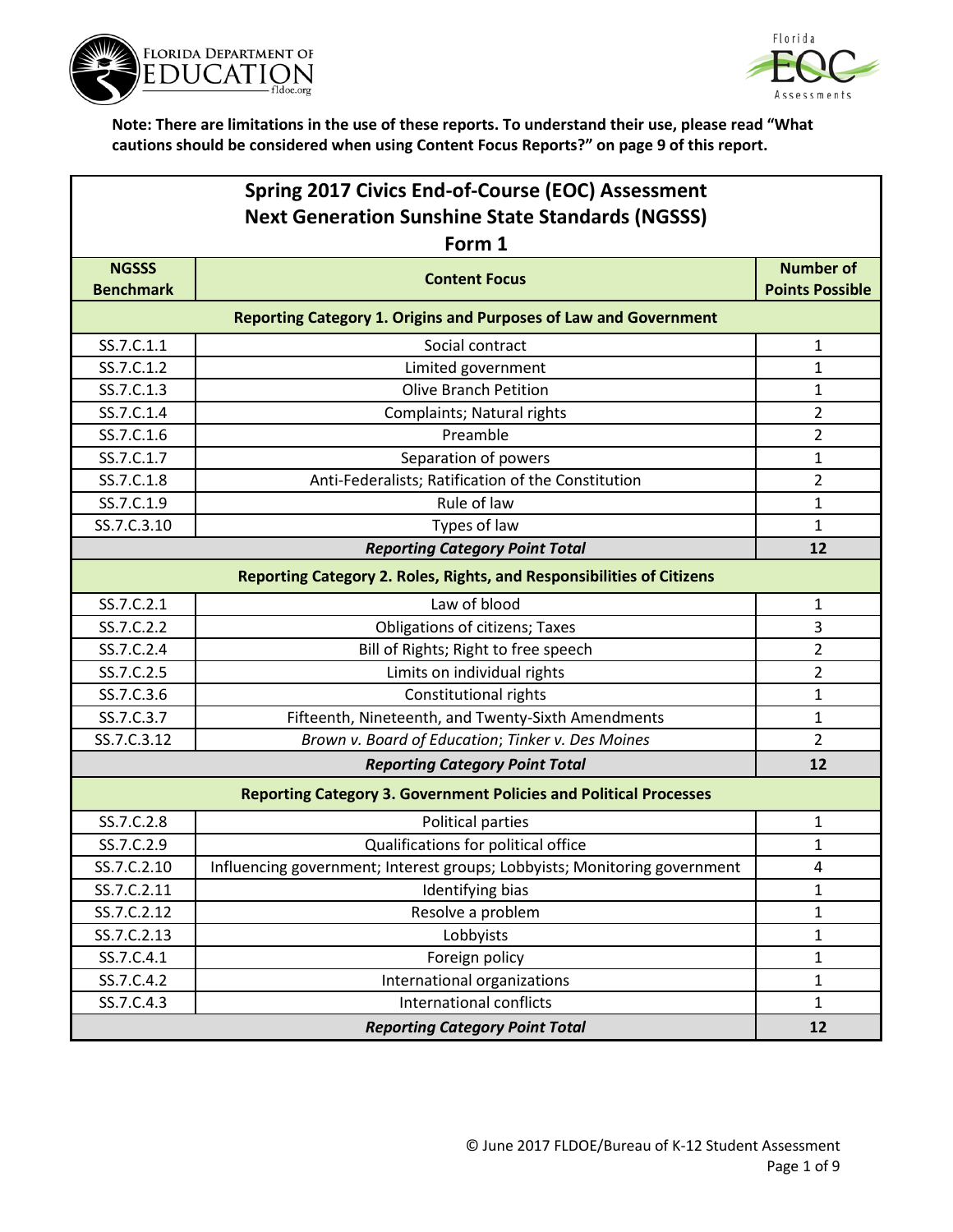**Note: There are limitations in the use of these reports. To understand their use, please read "What cautions should be considered when using Content Focus Reports?" on page 9 of this report.**

# Spring 2017 Civics End-of-Course (EOC) Assessment
## Next Generation Sunshine State Standards (NGSSS)
### Form 1

| NGSSS Benchmark | Content Focus | Number of Points Possible |
|---|---|---|
| **Reporting Category 1. Origins and Purposes of Law and Government** | | |
| SS.7.C.1.1 | Social contract | 1 |
| SS.7.C.1.2 | Limited government | 1 |
| SS.7.C.1.3 | Olive Branch Petition | 1 |
| SS.7.C.1.4 | Complaints; Natural rights | 2 |
| SS.7.C.1.6 | Preamble | 2 |
| SS.7.C.1.7 | Separation of powers | 1 |
| SS.7.C.1.8 | Anti-Federalists; Ratification of the Constitution | 2 |
| SS.7.C.1.9 | Rule of law | 1 |
| SS.7.C.3.10 | Types of law | 1 |
| ***Reporting Category Point Total*** | | **12** |
| **Reporting Category 2. Roles, Rights, and Responsibilities of Citizens** | | |
| SS.7.C.2.1 | Law of blood | 1 |
| SS.7.C.2.2 | Obligations of citizens; Taxes | 3 |
| SS.7.C.2.4 | Bill of Rights; Right to free speech | 2 |
| SS.7.C.2.5 | Limits on individual rights | 2 |
| SS.7.C.3.6 | Constitutional rights | 1 |
| SS.7.C.3.7 | Fifteenth, Nineteenth, and Twenty-Sixth Amendments | 1 |
| SS.7.C.3.12 | *Brown v. Board of Education*; *Tinker v. Des Moines* | 2 |
| ***Reporting Category Point Total*** | | **12** |
| **Reporting Category 3. Government Policies and Political Processes** | | |
| SS.7.C.2.8 | Political parties | 1 |
| SS.7.C.2.9 | Qualifications for political office | 1 |
| SS.7.C.2.10 | Influencing government; Interest groups; Lobbyists; Monitoring government | 4 |
| SS.7.C.2.11 | Identifying bias | 1 |
| SS.7.C.2.12 | Resolve a problem | 1 |
| SS.7.C.2.13 | Lobbyists | 1 |
| SS.7.C.4.1 | Foreign policy | 1 |
| SS.7.C.4.2 | International organizations | 1 |
| SS.7.C.4.3 | International conflicts | 1 |
| ***Reporting Category Point Total*** | | **12** |

© June 2017 FLDOE/Bureau of K-12 Student Assessment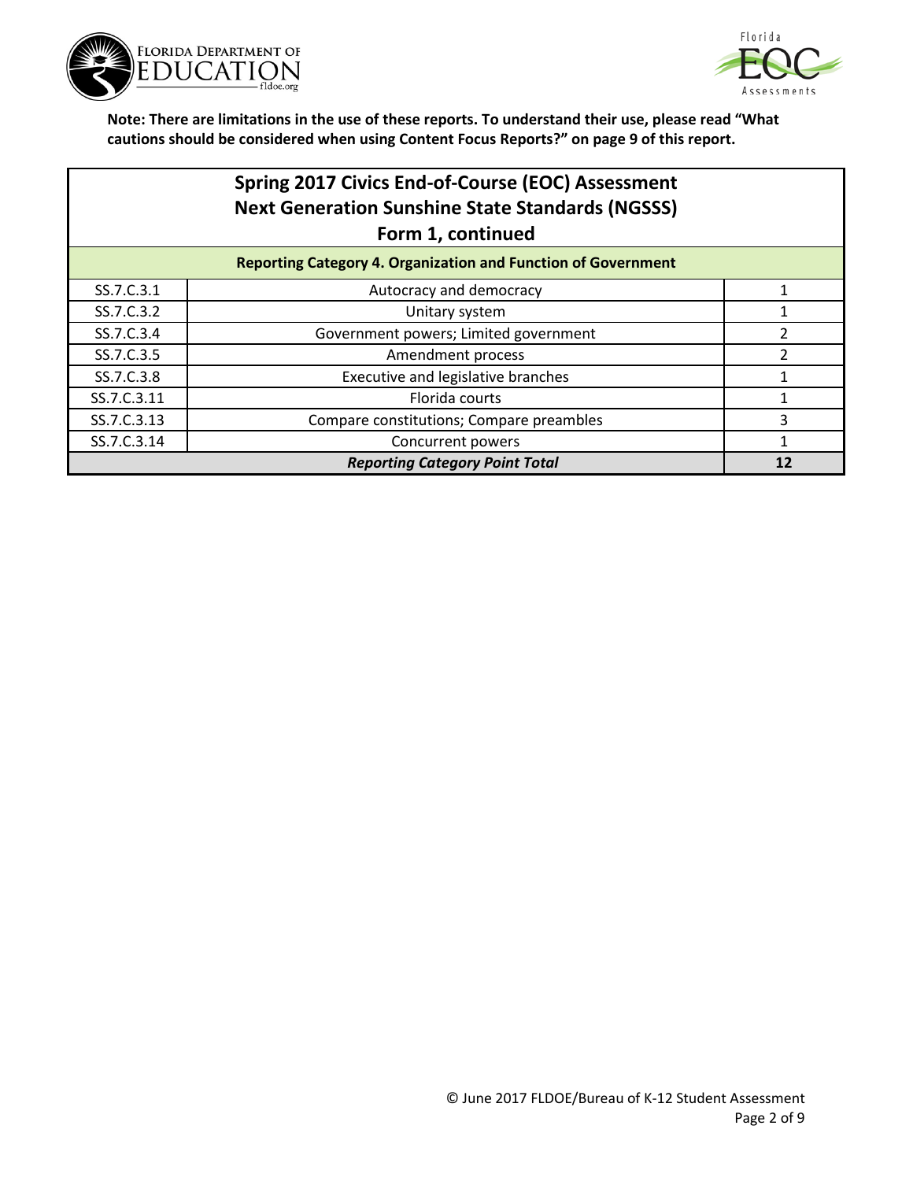**Note: There are limitations in the use of these reports. To understand their use, please read "What cautions should be considered when using Content Focus Reports?" on page 9 of this report.**

| Spring 2017 Civics End-of-Course (EOC) Assessment<br>Next Generation Sunshine State Standards (NGSSS)<br>Form 1, continued | | |
|---|---|---|
| **Reporting Category 4. Organization and Function of Government** | | |
| SS.7.C.3.1 | Autocracy and democracy | 1 |
| SS.7.C.3.2 | Unitary system | 1 |
| SS.7.C.3.4 | Government powers; Limited government | 2 |
| SS.7.C.3.5 | Amendment process | 2 |
| SS.7.C.3.8 | Executive and legislative branches | 1 |
| SS.7.C.3.11 | Florida courts | 1 |
| SS.7.C.3.13 | Compare constitutions; Compare preambles | 3 |
| SS.7.C.3.14 | Concurrent powers | 1 |
| ***Reporting Category Point Total*** | | **12** |

© June 2017 FLDOE/Bureau of K-12 Student Assessment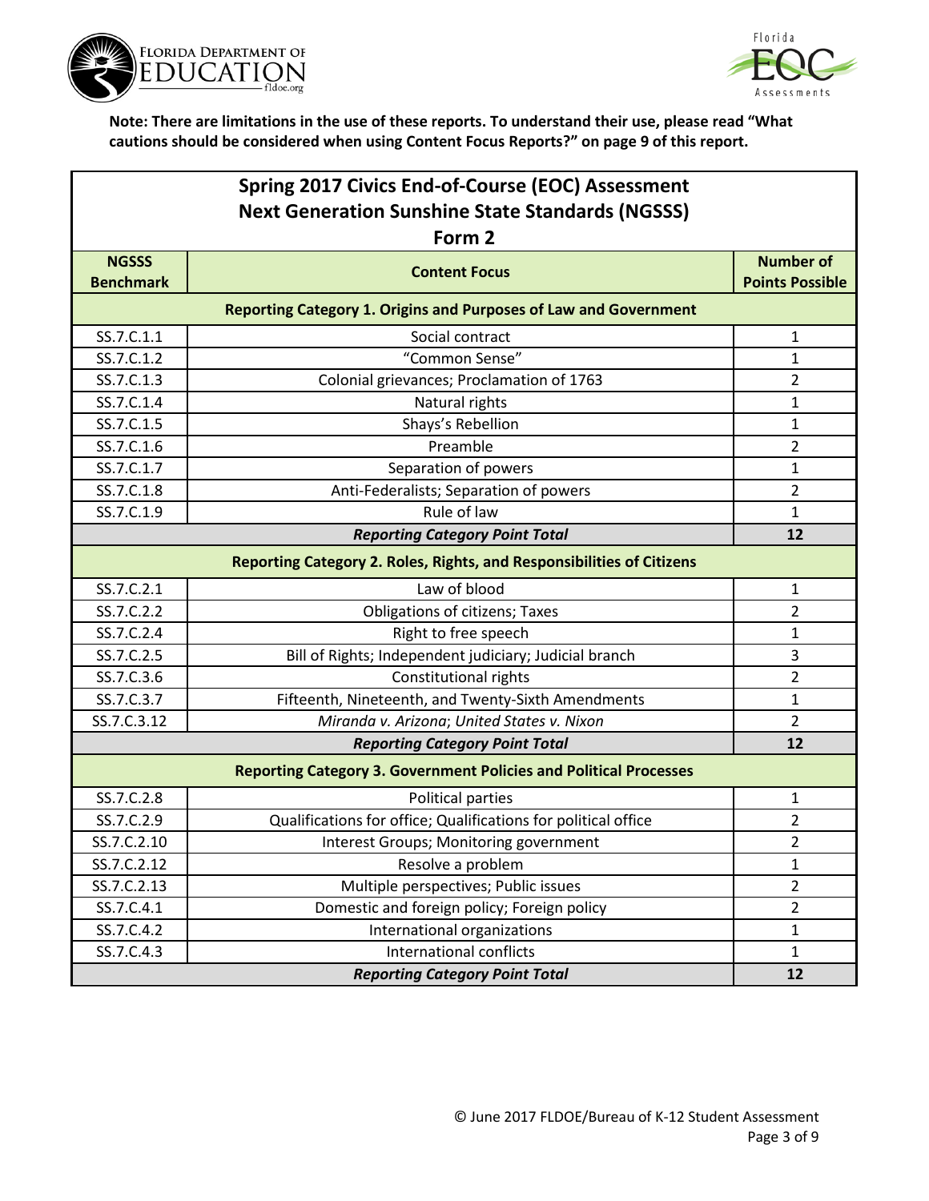**Note: There are limitations in the use of these reports. To understand their use, please read "What cautions should be considered when using Content Focus Reports?" on page 9 of this report.**

## Spring 2017 Civics End-of-Course (EOC) Assessment
## Next Generation Sunshine State Standards (NGSSS)
## Form 2

| NGSSS Benchmark | Content Focus | Number of Points Possible |
|---|---|---|
| **Reporting Category 1. Origins and Purposes of Law and Government** | | |
| SS.7.C.1.1 | Social contract | 1 |
| SS.7.C.1.2 | "Common Sense" | 1 |
| SS.7.C.1.3 | Colonial grievances; Proclamation of 1763 | 2 |
| SS.7.C.1.4 | Natural rights | 1 |
| SS.7.C.1.5 | Shays's Rebellion | 1 |
| SS.7.C.1.6 | Preamble | 2 |
| SS.7.C.1.7 | Separation of powers | 1 |
| SS.7.C.1.8 | Anti-Federalists; Separation of powers | 2 |
| SS.7.C.1.9 | Rule of law | 1 |
| ***Reporting Category Point Total*** | | **12** |
| **Reporting Category 2. Roles, Rights, and Responsibilities of Citizens** | | |
| SS.7.C.2.1 | Law of blood | 1 |
| SS.7.C.2.2 | Obligations of citizens; Taxes | 2 |
| SS.7.C.2.4 | Right to free speech | 1 |
| SS.7.C.2.5 | Bill of Rights; Independent judiciary; Judicial branch | 3 |
| SS.7.C.3.6 | Constitutional rights | 2 |
| SS.7.C.3.7 | Fifteenth, Nineteenth, and Twenty-Sixth Amendments | 1 |
| SS.7.C.3.12 | *Miranda v. Arizona*; *United States v. Nixon* | 2 |
| ***Reporting Category Point Total*** | | **12** |
| **Reporting Category 3. Government Policies and Political Processes** | | |
| SS.7.C.2.8 | Political parties | 1 |
| SS.7.C.2.9 | Qualifications for office; Qualifications for political office | 2 |
| SS.7.C.2.10 | Interest Groups; Monitoring government | 2 |
| SS.7.C.2.12 | Resolve a problem | 1 |
| SS.7.C.2.13 | Multiple perspectives; Public issues | 2 |
| SS.7.C.4.1 | Domestic and foreign policy; Foreign policy | 2 |
| SS.7.C.4.2 | International organizations | 1 |
| SS.7.C.4.3 | International conflicts | 1 |
| ***Reporting Category Point Total*** | | **12** |

© June 2017 FLDOE/Bureau of K-12 Student Assessment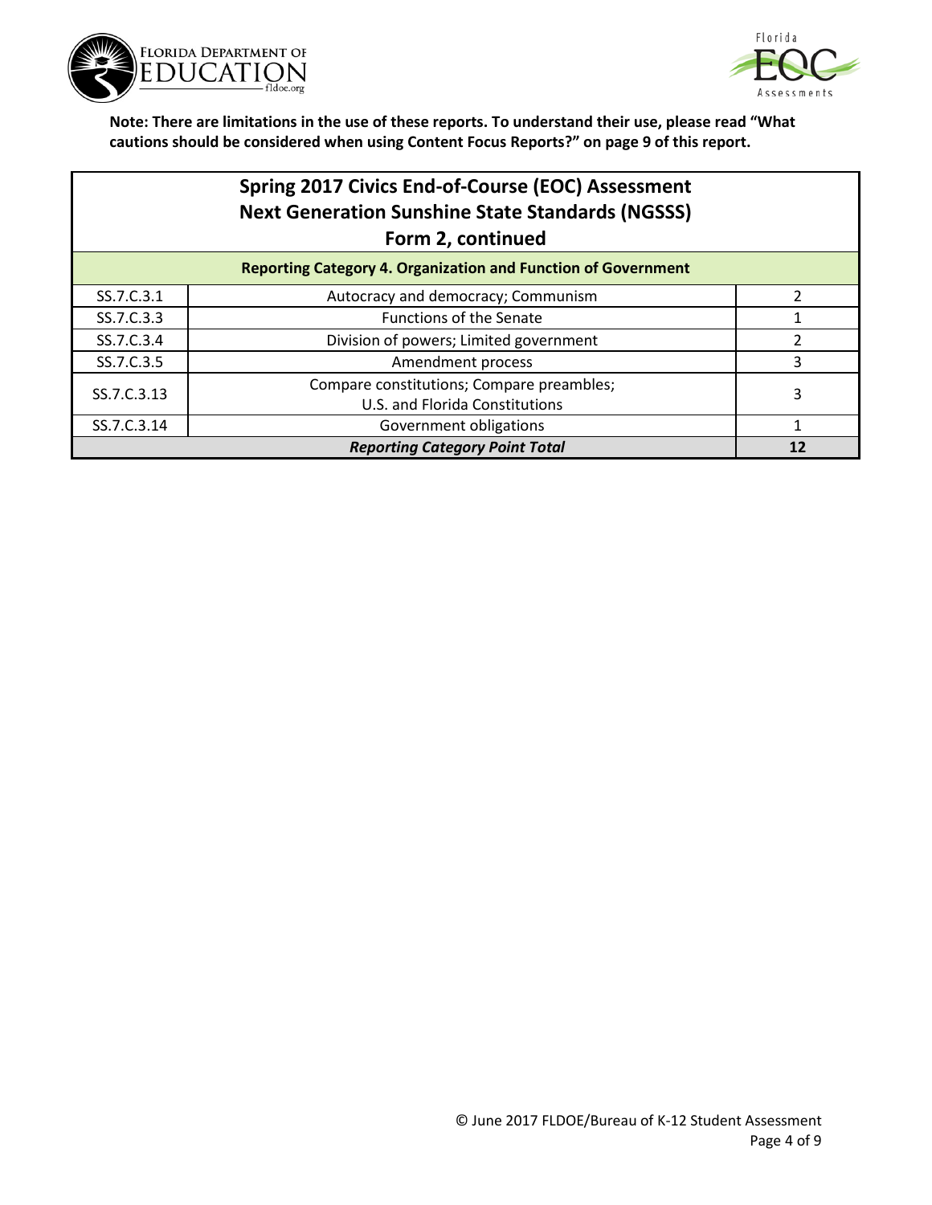**Note: There are limitations in the use of these reports. To understand their use, please read "What cautions should be considered when using Content Focus Reports?" on page 9 of this report.**

## Spring 2017 Civics End-of-Course (EOC) Assessment
## Next Generation Sunshine State Standards (NGSSS)
## Form 2, continued

| Reporting Category 4. Organization and Function of Government | | |
|---|---|---|
| SS.7.C.3.1 | Autocracy and democracy; Communism | 2 |
| SS.7.C.3.3 | Functions of the Senate | 1 |
| SS.7.C.3.4 | Division of powers; Limited government | 2 |
| SS.7.C.3.5 | Amendment process | 3 |
| SS.7.C.3.13 | Compare constitutions; Compare preambles; U.S. and Florida Constitutions | 3 |
| SS.7.C.3.14 | Government obligations | 1 |
| ***Reporting Category Point Total*** | | **12** |

© June 2017 FLDOE/Bureau of K-12 Student Assessment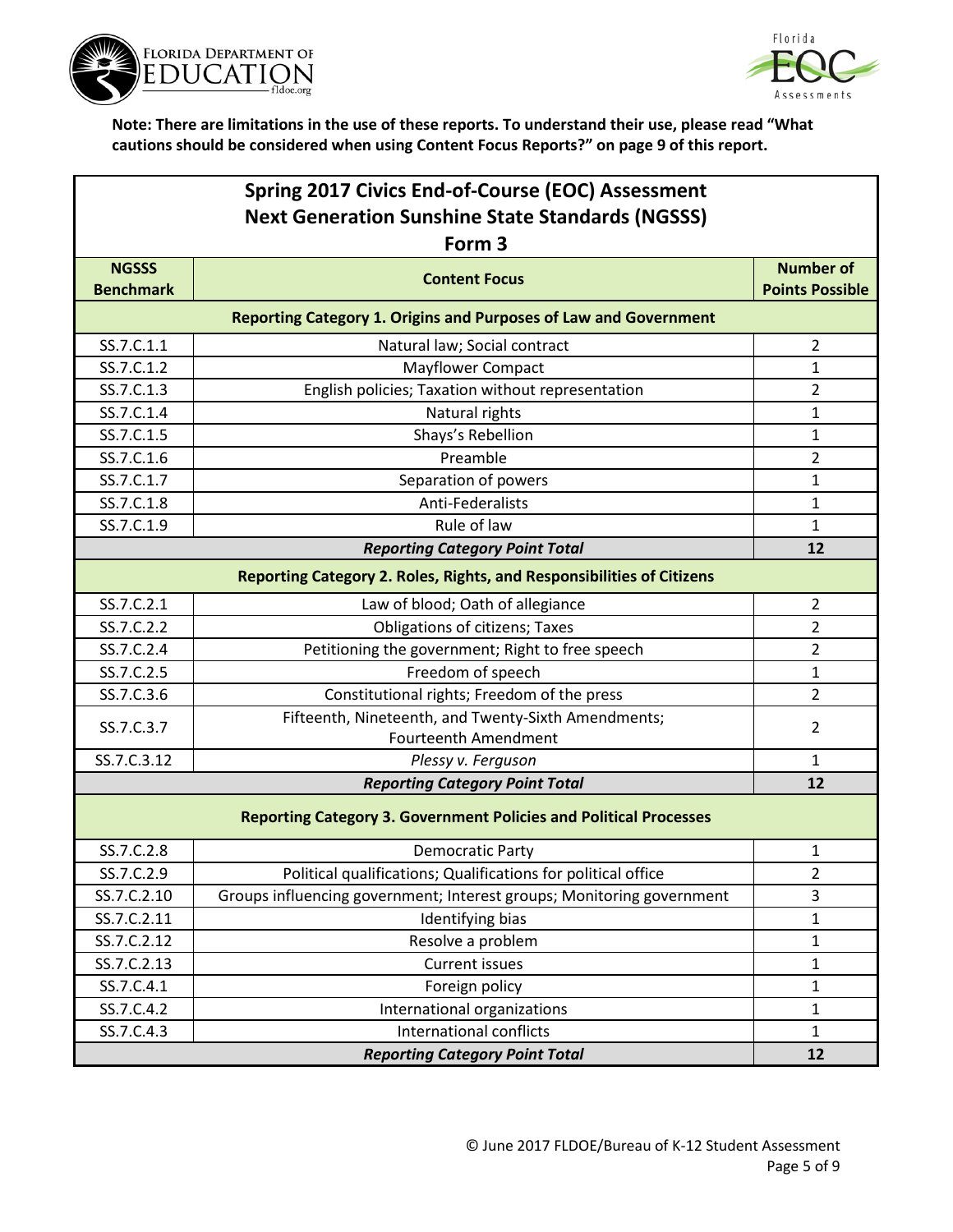**Note: There are limitations in the use of these reports. To understand their use, please read "What cautions should be considered when using Content Focus Reports?" on page 9 of this report.**

## Spring 2017 Civics End-of-Course (EOC) Assessment
## Next Generation Sunshine State Standards (NGSSS)
### Form 3

| NGSSS Benchmark | Content Focus | Number of Points Possible |
|---|---|---|
| **Reporting Category 1. Origins and Purposes of Law and Government** | | |
| SS.7.C.1.1 | Natural law; Social contract | 2 |
| SS.7.C.1.2 | Mayflower Compact | 1 |
| SS.7.C.1.3 | English policies; Taxation without representation | 2 |
| SS.7.C.1.4 | Natural rights | 1 |
| SS.7.C.1.5 | Shays's Rebellion | 1 |
| SS.7.C.1.6 | Preamble | 2 |
| SS.7.C.1.7 | Separation of powers | 1 |
| SS.7.C.1.8 | Anti-Federalists | 1 |
| SS.7.C.1.9 | Rule of law | 1 |
| | ***Reporting Category Point Total*** | **12** |
| **Reporting Category 2. Roles, Rights, and Responsibilities of Citizens** | | |
| SS.7.C.2.1 | Law of blood; Oath of allegiance | 2 |
| SS.7.C.2.2 | Obligations of citizens; Taxes | 2 |
| SS.7.C.2.4 | Petitioning the government; Right to free speech | 2 |
| SS.7.C.2.5 | Freedom of speech | 1 |
| SS.7.C.3.6 | Constitutional rights; Freedom of the press | 2 |
| SS.7.C.3.7 | Fifteenth, Nineteenth, and Twenty-Sixth Amendments; Fourteenth Amendment | 2 |
| SS.7.C.3.12 | *Plessy v. Ferguson* | 1 |
| | ***Reporting Category Point Total*** | **12** |
| **Reporting Category 3. Government Policies and Political Processes** | | |
| SS.7.C.2.8 | Democratic Party | 1 |
| SS.7.C.2.9 | Political qualifications; Qualifications for political office | 2 |
| SS.7.C.2.10 | Groups influencing government; Interest groups; Monitoring government | 3 |
| SS.7.C.2.11 | Identifying bias | 1 |
| SS.7.C.2.12 | Resolve a problem | 1 |
| SS.7.C.2.13 | Current issues | 1 |
| SS.7.C.4.1 | Foreign policy | 1 |
| SS.7.C.4.2 | International organizations | 1 |
| SS.7.C.4.3 | International conflicts | 1 |
| | ***Reporting Category Point Total*** | **12** |

© June 2017 FLDOE/Bureau of K-12 Student Assessment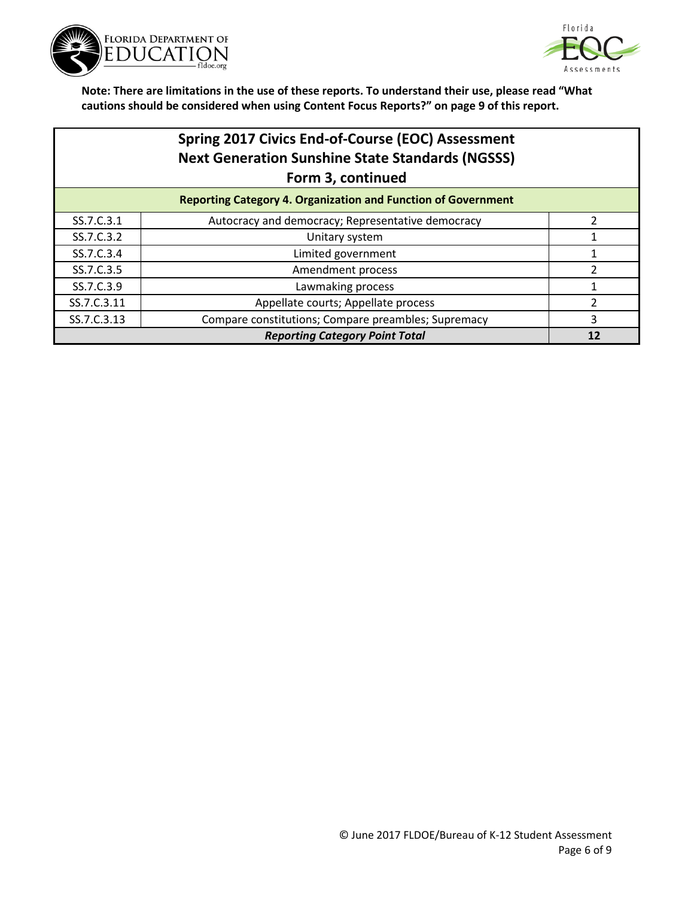**Note: There are limitations in the use of these reports. To understand their use, please read "What cautions should be considered when using Content Focus Reports?" on page 9 of this report.**

## Spring 2017 Civics End-of-Course (EOC) Assessment
## Next Generation Sunshine State Standards (NGSSS)
## Form 3, continued

| Reporting Category 4. Organization and Function of Government | | |
|---|---|---|
| SS.7.C.3.1 | Autocracy and democracy; Representative democracy | 2 |
| SS.7.C.3.2 | Unitary system | 1 |
| SS.7.C.3.4 | Limited government | 1 |
| SS.7.C.3.5 | Amendment process | 2 |
| SS.7.C.3.9 | Lawmaking process | 1 |
| SS.7.C.3.11 | Appellate courts; Appellate process | 2 |
| SS.7.C.3.13 | Compare constitutions; Compare preambles; Supremacy | 3 |
| | ***Reporting Category Point Total*** | **12** |

© June 2017 FLDOE/Bureau of K-12 Student Assessment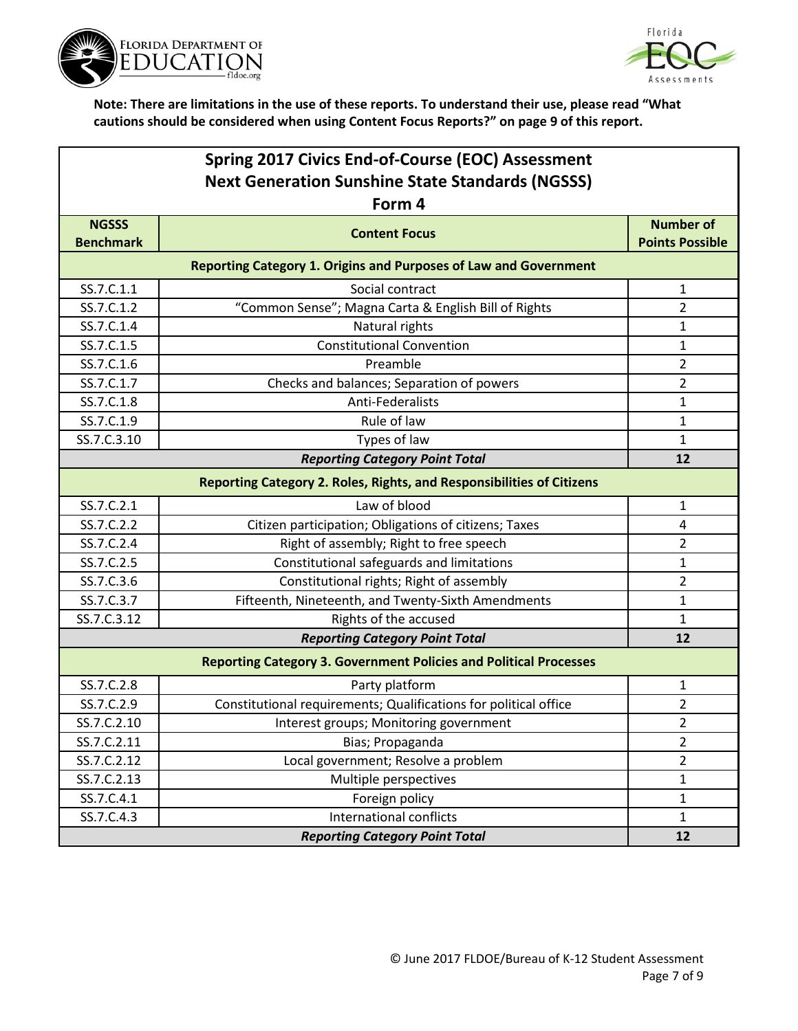**Note: There are limitations in the use of these reports. To understand their use, please read "What cautions should be considered when using Content Focus Reports?" on page 9 of this report.**

## Spring 2017 Civics End-of-Course (EOC) Assessment
## Next Generation Sunshine State Standards (NGSSS)
### Form 4

| NGSSS Benchmark | Content Focus | Number of Points Possible |
|---|---|---|
| **Reporting Category 1. Origins and Purposes of Law and Government** | | |
| SS.7.C.1.1 | Social contract | 1 |
| SS.7.C.1.2 | "Common Sense"; Magna Carta & English Bill of Rights | 2 |
| SS.7.C.1.4 | Natural rights | 1 |
| SS.7.C.1.5 | Constitutional Convention | 1 |
| SS.7.C.1.6 | Preamble | 2 |
| SS.7.C.1.7 | Checks and balances; Separation of powers | 2 |
| SS.7.C.1.8 | Anti-Federalists | 1 |
| SS.7.C.1.9 | Rule of law | 1 |
| SS.7.C.3.10 | Types of law | 1 |
| | ***Reporting Category Point Total*** | **12** |
| **Reporting Category 2. Roles, Rights, and Responsibilities of Citizens** | | |
| SS.7.C.2.1 | Law of blood | 1 |
| SS.7.C.2.2 | Citizen participation; Obligations of citizens; Taxes | 4 |
| SS.7.C.2.4 | Right of assembly; Right to free speech | 2 |
| SS.7.C.2.5 | Constitutional safeguards and limitations | 1 |
| SS.7.C.3.6 | Constitutional rights; Right of assembly | 2 |
| SS.7.C.3.7 | Fifteenth, Nineteenth, and Twenty-Sixth Amendments | 1 |
| SS.7.C.3.12 | Rights of the accused | 1 |
| | ***Reporting Category Point Total*** | **12** |
| **Reporting Category 3. Government Policies and Political Processes** | | |
| SS.7.C.2.8 | Party platform | 1 |
| SS.7.C.2.9 | Constitutional requirements; Qualifications for political office | 2 |
| SS.7.C.2.10 | Interest groups; Monitoring government | 2 |
| SS.7.C.2.11 | Bias; Propaganda | 2 |
| SS.7.C.2.12 | Local government; Resolve a problem | 2 |
| SS.7.C.2.13 | Multiple perspectives | 1 |
| SS.7.C.4.1 | Foreign policy | 1 |
| SS.7.C.4.3 | International conflicts | 1 |
| | ***Reporting Category Point Total*** | **12** |

© June 2017 FLDOE/Bureau of K-12 Student Assessment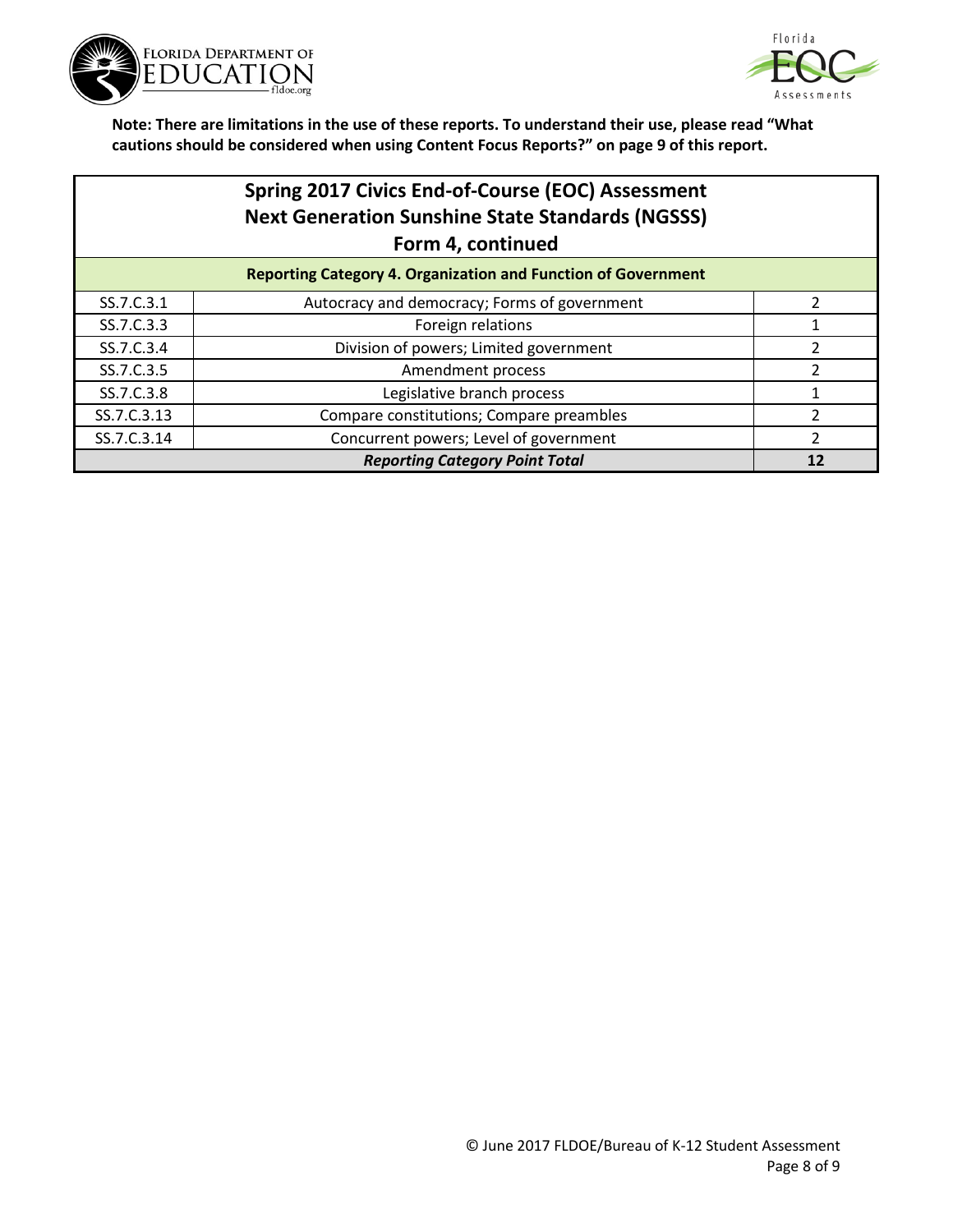**Note: There are limitations in the use of these reports. To understand their use, please read "What cautions should be considered when using Content Focus Reports?" on page 9 of this report.**

## Spring 2017 Civics End-of-Course (EOC) Assessment Next Generation Sunshine State Standards (NGSSS) Form 4, continued

| Reporting Category 4. Organization and Function of Government | | |
|---|---|---|
| SS.7.C.3.1 | Autocracy and democracy; Forms of government | 2 |
| SS.7.C.3.3 | Foreign relations | 1 |
| SS.7.C.3.4 | Division of powers; Limited government | 2 |
| SS.7.C.3.5 | Amendment process | 2 |
| SS.7.C.3.8 | Legislative branch process | 1 |
| SS.7.C.3.13 | Compare constitutions; Compare preambles | 2 |
| SS.7.C.3.14 | Concurrent powers; Level of government | 2 |
| ***Reporting Category Point Total*** | | **12** |

© June 2017 FLDOE/Bureau of K-12 Student Assessment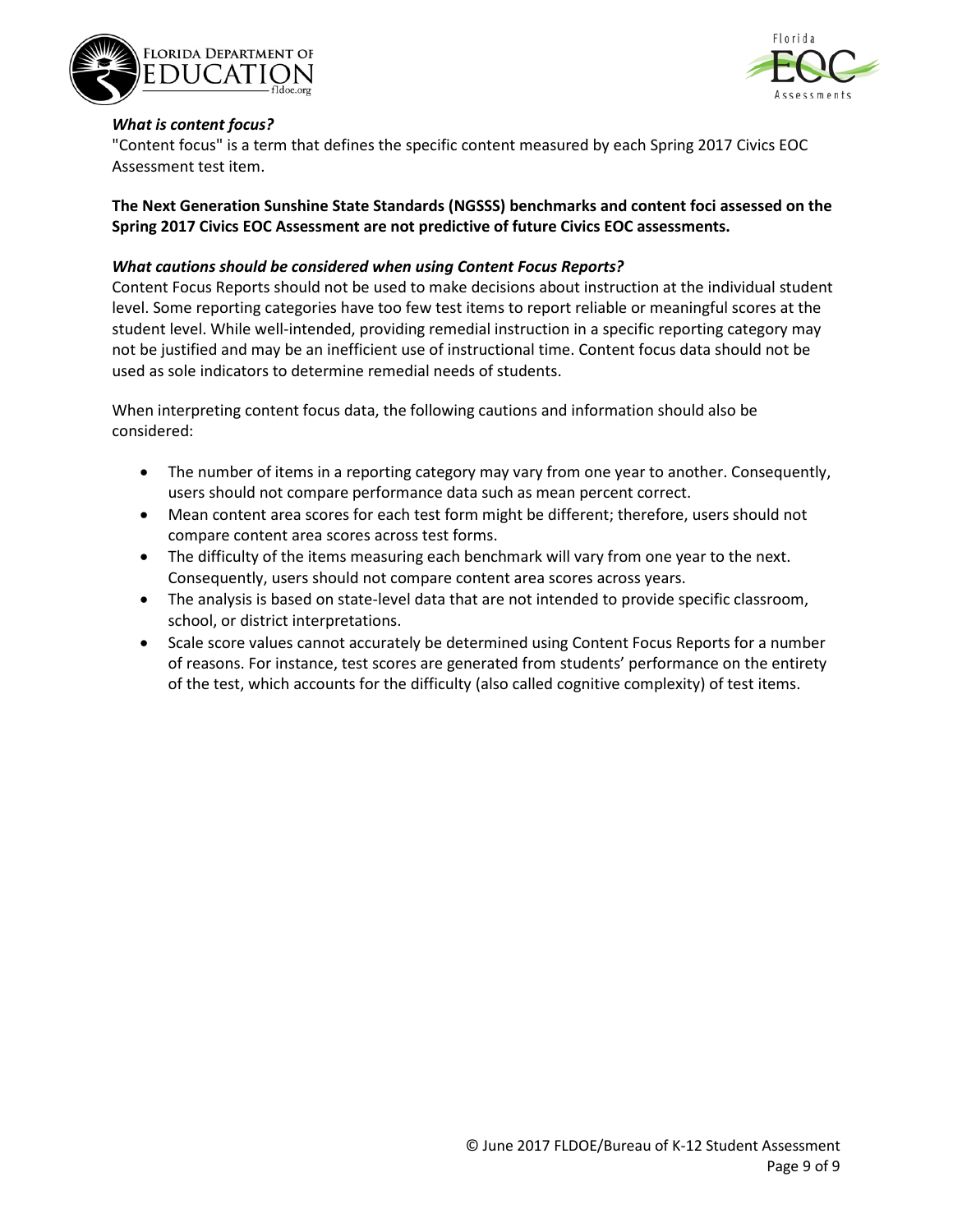***What is content focus?***

"Content focus" is a term that defines the specific content measured by each Spring 2017 Civics EOC Assessment test item.

**The Next Generation Sunshine State Standards (NGSSS) benchmarks and content foci assessed on the Spring 2017 Civics EOC Assessment are not predictive of future Civics EOC assessments.**

***What cautions should be considered when using Content Focus Reports?***

Content Focus Reports should not be used to make decisions about instruction at the individual student level. Some reporting categories have too few test items to report reliable or meaningful scores at the student level. While well-intended, providing remedial instruction in a specific reporting category may not be justified and may be an inefficient use of instructional time. Content focus data should not be used as sole indicators to determine remedial needs of students.

When interpreting content focus data, the following cautions and information should also be considered:

- The number of items in a reporting category may vary from one year to another. Consequently, users should not compare performance data such as mean percent correct.
- Mean content area scores for each test form might be different; therefore, users should not compare content area scores across test forms.
- The difficulty of the items measuring each benchmark will vary from one year to the next. Consequently, users should not compare content area scores across years.
- The analysis is based on state-level data that are not intended to provide specific classroom, school, or district interpretations.
- Scale score values cannot accurately be determined using Content Focus Reports for a number of reasons. For instance, test scores are generated from students' performance on the entirety of the test, which accounts for the difficulty (also called cognitive complexity) of test items.

© June 2017 FLDOE/Bureau of K-12 Student Assessment